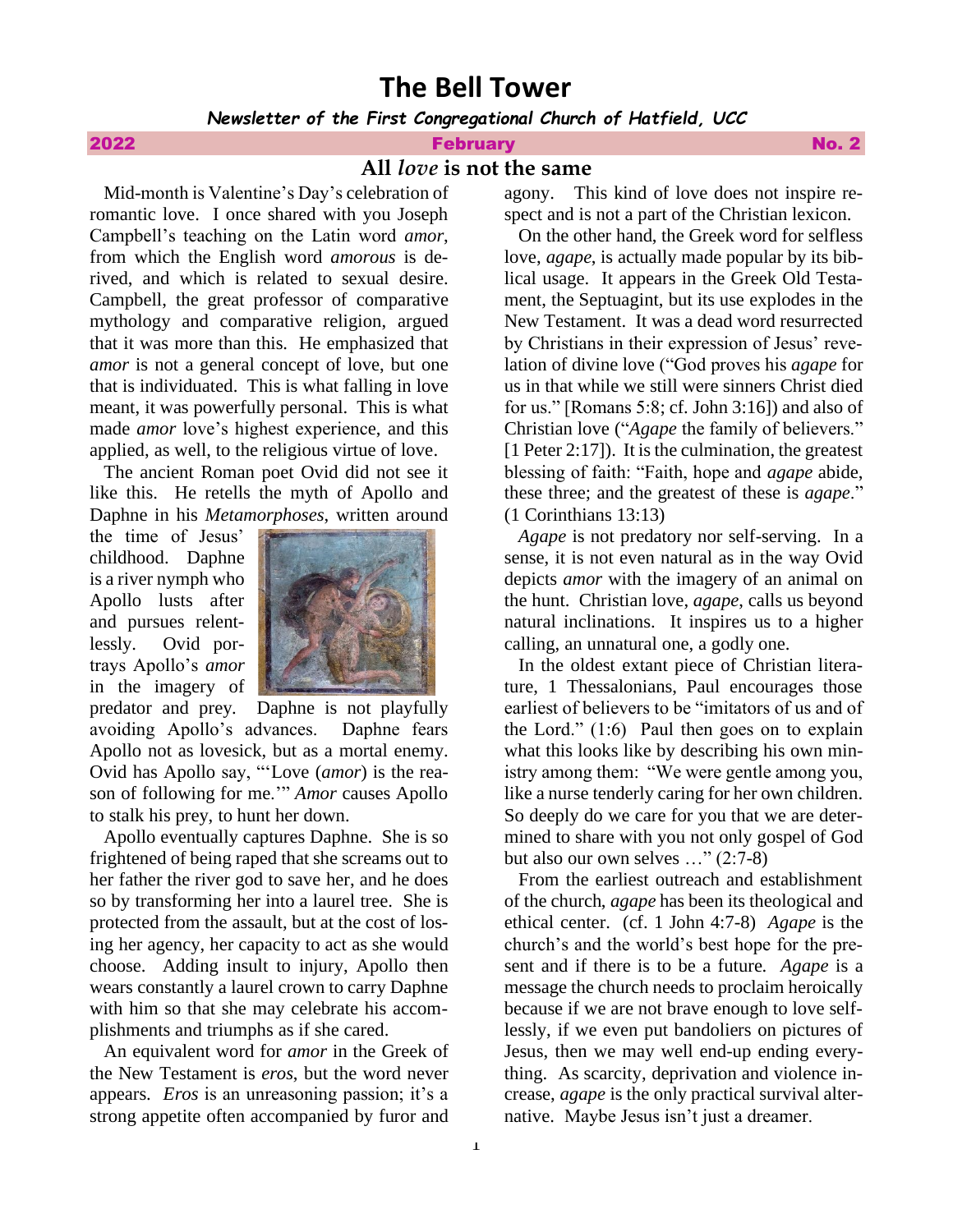# The Bell Tower

***Newsletter of the First Congregational Church of Hatfield, UCC***

**2022 February No. 2**

## All *love* is not the same

Mid-month is Valentine's Day's celebration of romantic love. I once shared with you Joseph Campbell's teaching on the Latin word *amor*, from which the English word *amorous* is derived, and which is related to sexual desire. Campbell, the great professor of comparative mythology and comparative religion, argued that it was more than this. He emphasized that *amor* is not a general concept of love, but one that is individuated. This is what falling in love meant, it was powerfully personal. This is what made *amor* love's highest experience, and this applied, as well, to the religious virtue of love.

The ancient Roman poet Ovid did not see it like this. He retells the myth of Apollo and Daphne in his *Metamorphoses*, written around the time of Jesus' childhood. Daphne is a river nymph who Apollo lusts after and pursues relentlessly. Ovid portrays Apollo's *amor* in the imagery of predator and prey. Daphne is not playfully avoiding Apollo's advances. Daphne fears Apollo not as lovesick, but as a mortal enemy. Ovid has Apollo say, "'Love (*amor*) is the reason of following for me.'" *Amor* causes Apollo to stalk his prey, to hunt her down.

Apollo eventually captures Daphne. She is so frightened of being raped that she screams out to her father the river god to save her, and he does so by transforming her into a laurel tree. She is protected from the assault, but at the cost of losing her agency, her capacity to act as she would choose. Adding insult to injury, Apollo then wears constantly a laurel crown to carry Daphne with him so that she may celebrate his accomplishments and triumphs as if she cared.

An equivalent word for *amor* in the Greek of the New Testament is *eros*, but the word never appears. *Eros* is an unreasoning passion; it's a strong appetite often accompanied by furor and agony. This kind of love does not inspire respect and is not a part of the Christian lexicon.

On the other hand, the Greek word for selfless love, *agape*, is actually made popular by its biblical usage. It appears in the Greek Old Testament, the Septuagint, but its use explodes in the New Testament. It was a dead word resurrected by Christians in their expression of Jesus' revelation of divine love ("God proves his *agape* for us in that while we still were sinners Christ died for us." [Romans 5:8; cf. John 3:16]) and also of Christian love ("*Agape* the family of believers." [1 Peter 2:17]). It is the culmination, the greatest blessing of faith: "Faith, hope and *agape* abide, these three; and the greatest of these is *agape*." (1 Corinthians 13:13)

*Agape* is not predatory nor self-serving. In a sense, it is not even natural as in the way Ovid depicts *amor* with the imagery of an animal on the hunt. Christian love, *agape*, calls us beyond natural inclinations. It inspires us to a higher calling, an unnatural one, a godly one.

In the oldest extant piece of Christian literature, 1 Thessalonians, Paul encourages those earliest of believers to be "imitators of us and of the Lord." (1:6) Paul then goes on to explain what this looks like by describing his own ministry among them: "We were gentle among you, like a nurse tenderly caring for her own children. So deeply do we care for you that we are determined to share with you not only gospel of God but also our own selves …" (2:7-8)

From the earliest outreach and establishment of the church, *agape* has been its theological and ethical center. (cf. 1 John 4:7-8) *Agape* is the church's and the world's best hope for the present and if there is to be a future. *Agape* is a message the church needs to proclaim heroically because if we are not brave enough to love selflessly, if we even put bandoliers on pictures of Jesus, then we may well end-up ending everything. As scarcity, deprivation and violence increase, *agape* is the only practical survival alternative. Maybe Jesus isn't just a dreamer.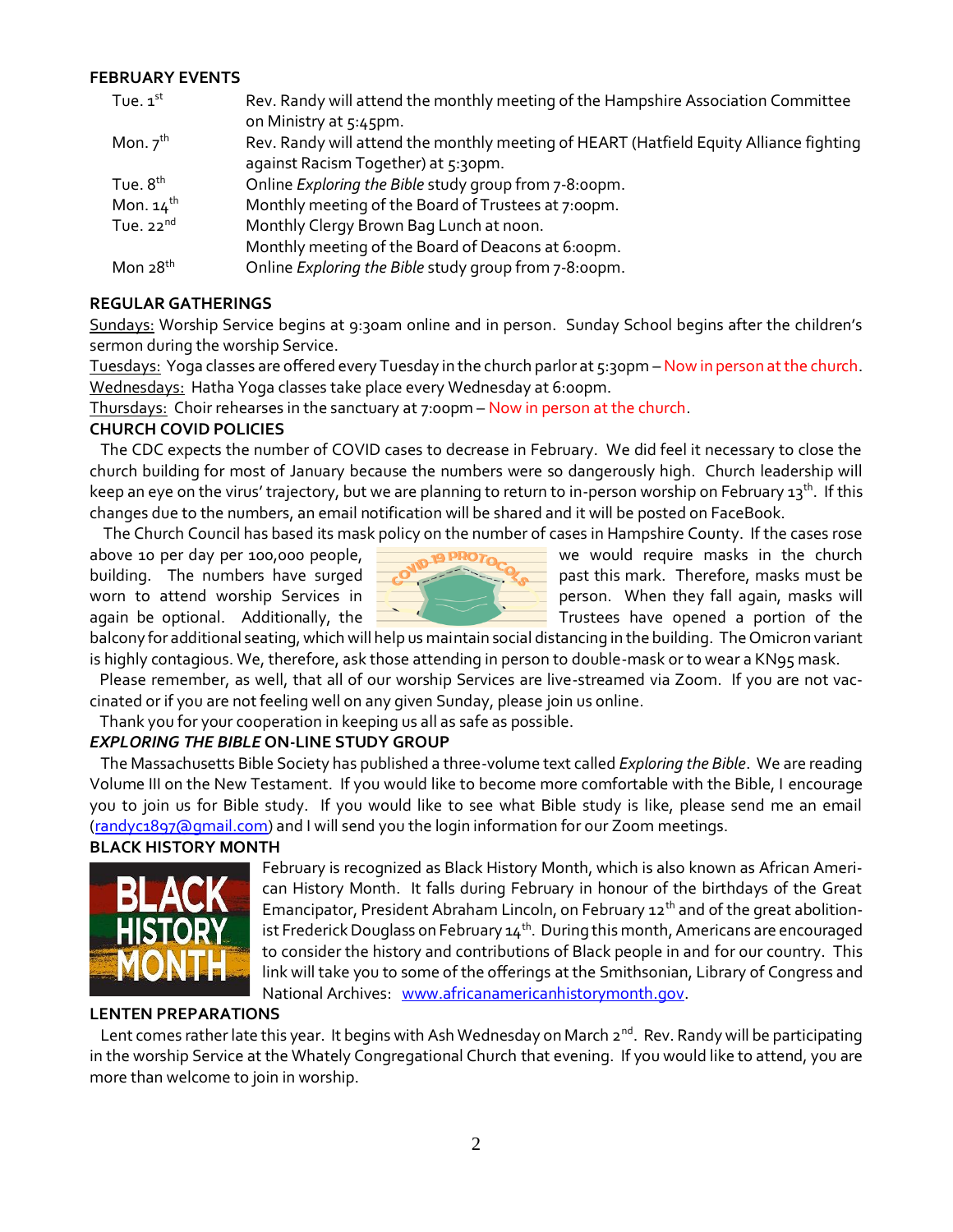**FEBRUARY EVENTS**

| | |
|---|---|
| Tue. 1st | Rev. Randy will attend the monthly meeting of the Hampshire Association Committee on Ministry at 5:45pm. |
| Mon. 7th | Rev. Randy will attend the monthly meeting of HEART (Hatfield Equity Alliance fighting against Racism Together) at 5:30pm. |
| Tue. 8th | Online *Exploring the Bible* study group from 7-8:00pm. |
| Mon. 14th | Monthly meeting of the Board of Trustees at 7:00pm. |
| Tue. 22nd | Monthly Clergy Brown Bag Lunch at noon. |
| | Monthly meeting of the Board of Deacons at 6:00pm. |
| Mon 28th | Online *Exploring the Bible* study group from 7-8:00pm. |

**REGULAR GATHERINGS**

Sundays: Worship Service begins at 9:30am online and in person. Sunday School begins after the children's sermon during the worship Service.
Tuesdays: Yoga classes are offered every Tuesday in the church parlor at 5:30pm – Now in person at the church.
Wednesdays: Hatha Yoga classes take place every Wednesday at 6:00pm.
Thursdays: Choir rehearses in the sanctuary at 7:00pm – Now in person at the church.

**CHURCH COVID POLICIES**

The CDC expects the number of COVID cases to decrease in February. We did feel it necessary to close the church building for most of January because the numbers were so dangerously high. Church leadership will keep an eye on the virus' trajectory, but we are planning to return to in-person worship on February 13th. If this changes due to the numbers, an email notification will be shared and it will be posted on FaceBook.

The Church Council has based its mask policy on the number of cases in Hampshire County. If the cases rose above 10 per day per 100,000 people, we would require masks in the church building. The numbers have surged past this mark. Therefore, masks must be worn to attend worship Services in person. When they fall again, masks will again be optional. Additionally, the Trustees have opened a portion of the balcony for additional seating, which will help us maintain social distancing in the building. The Omicron variant is highly contagious. We, therefore, ask those attending in person to double-mask or to wear a KN95 mask.

Please remember, as well, that all of our worship Services are live-streamed via Zoom. If you are not vaccinated or if you are not feeling well on any given Sunday, please join us online.

Thank you for your cooperation in keeping us all as safe as possible.

***EXPLORING THE BIBLE* ON-LINE STUDY GROUP**

The Massachusetts Bible Society has published a three-volume text called *Exploring the Bible*. We are reading Volume III on the New Testament. If you would like to become more comfortable with the Bible, I encourage you to join us for Bible study. If you would like to see what Bible study is like, please send me an email (randyc1897@gmail.com) and I will send you the login information for our Zoom meetings.

**BLACK HISTORY MONTH**

February is recognized as Black History Month, which is also known as African American History Month. It falls during February in honour of the birthdays of the Great Emancipator, President Abraham Lincoln, on February 12th and of the great abolitionist Frederick Douglass on February 14th. During this month, Americans are encouraged to consider the history and contributions of Black people in and for our country. This link will take you to some of the offerings at the Smithsonian, Library of Congress and National Archives: www.africanamericanhistorymonth.gov.

**LENTEN PREPARATIONS**

Lent comes rather late this year. It begins with Ash Wednesday on March 2nd. Rev. Randy will be participating in the worship Service at the Whately Congregational Church that evening. If you would like to attend, you are more than welcome to join in worship.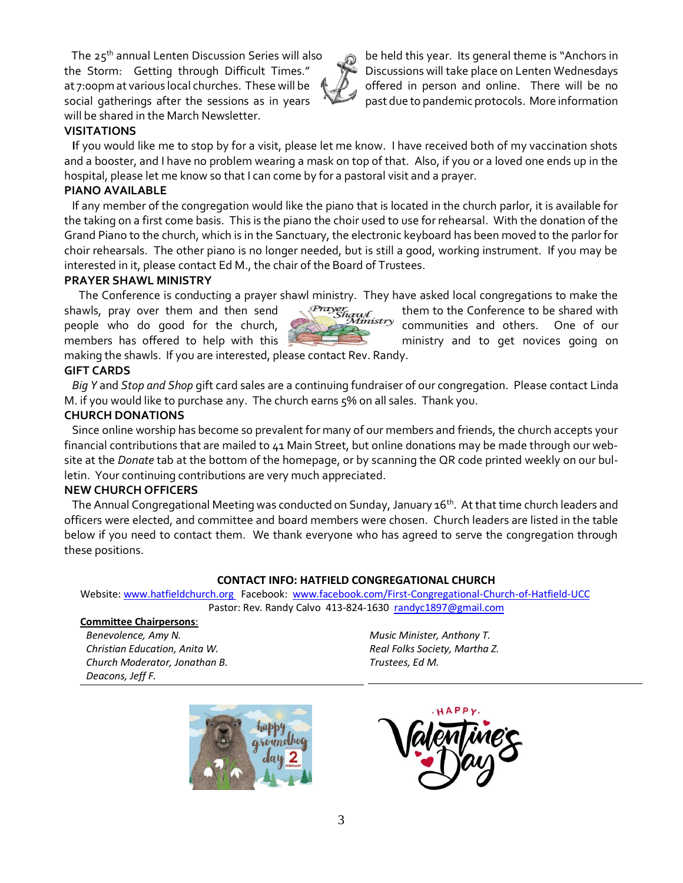The 25th annual Lenten Discussion Series will also be held this year. Its general theme is "Anchors in the Storm: Getting through Difficult Times." Discussions will take place on Lenten Wednesdays at 7:00pm at various local churches. These will be offered in person and online. There will be no social gatherings after the sessions as in years past due to pandemic protocols. More information will be shared in the March Newsletter.

**VISITATIONS**

If you would like me to stop by for a visit, please let me know. I have received both of my vaccination shots and a booster, and I have no problem wearing a mask on top of that. Also, if you or a loved one ends up in the hospital, please let me know so that I can come by for a pastoral visit and a prayer.

**PIANO AVAILABLE**

If any member of the congregation would like the piano that is located in the church parlor, it is available for the taking on a first come basis. This is the piano the choir used to use for rehearsal. With the donation of the Grand Piano to the church, which is in the Sanctuary, the electronic keyboard has been moved to the parlor for choir rehearsals. The other piano is no longer needed, but is still a good, working instrument. If you may be interested in it, please contact Ed M., the chair of the Board of Trustees.

**PRAYER SHAWL MINISTRY**

The Conference is conducting a prayer shawl ministry. They have asked local congregations to make the shawls, pray over them and then send them to the Conference to be shared with people who do good for the church, communities and others. One of our members has offered to help with this ministry and to get novices going on making the shawls. If you are interested, please contact Rev. Randy.

**GIFT CARDS**

*Big Y* and *Stop and Shop* gift card sales are a continuing fundraiser of our congregation. Please contact Linda M. if you would like to purchase any. The church earns 5% on all sales. Thank you.

**CHURCH DONATIONS**

Since online worship has become so prevalent for many of our members and friends, the church accepts your financial contributions that are mailed to 41 Main Street, but online donations may be made through our web-site at the *Donate* tab at the bottom of the homepage, or by scanning the QR code printed weekly on our bul-letin. Your continuing contributions are very much appreciated.

**NEW CHURCH OFFICERS**

The Annual Congregational Meeting was conducted on Sunday, January 16th. At that time church leaders and officers were elected, and committee and board members were chosen. Church leaders are listed in the table below if you need to contact them. We thank everyone who has agreed to serve the congregation through these positions.

**CONTACT INFO: HATFIELD CONGREGATIONAL CHURCH**

Website: www.hatfieldchurch.org Facebook: www.facebook.com/First-Congregational-Church-of-Hatfield-UCC

Pastor: Rev. Randy Calvo 413-824-1630 randyc1897@gmail.com

**Committee Chairpersons**:

| | |
|---|---|
| *Benevolence, Amy N.* | *Music Minister, Anthony T.* |
| *Christian Education, Anita W.* | *Real Folks Society, Martha Z.* |
| *Church Moderator, Jonathan B.* | *Trustees, Ed M.* |
| *Deacons, Jeff F.* | |